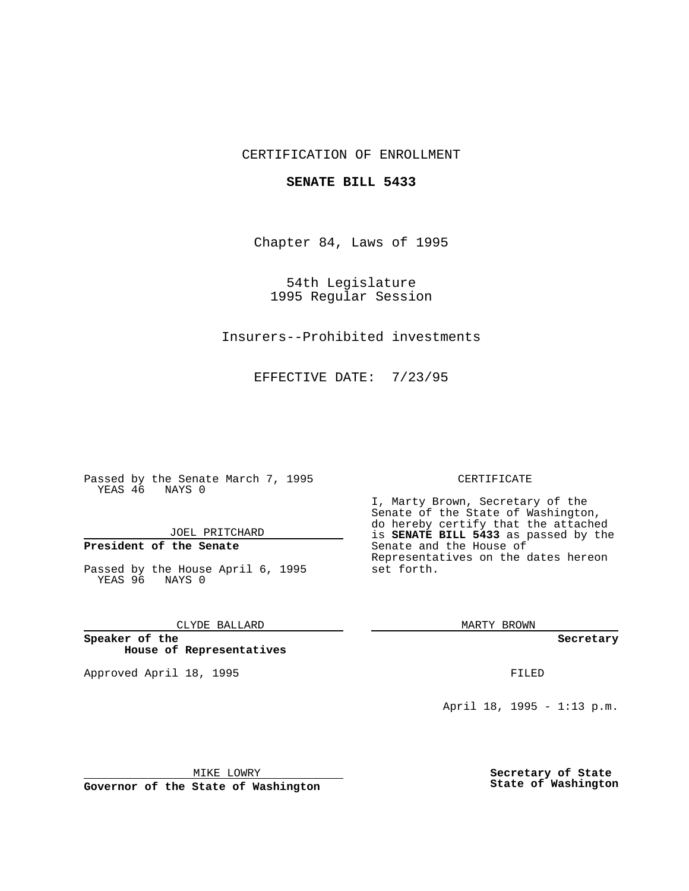CERTIFICATION OF ENROLLMENT

**SENATE BILL 5433**

Chapter 84, Laws of 1995

54th Legislature
1995 Regular Session

Insurers--Prohibited investments

EFFECTIVE DATE: 7/23/95

Passed by the Senate March 7, 1995
YEAS 46 NAYS 0

JOEL PRITCHARD

**President of the Senate**

Passed by the House April 6, 1995
YEAS 96 NAYS 0

CLYDE BALLARD

**Speaker of the House of Representatives**

Approved April 18, 1995

MIKE LOWRY

**Governor of the State of Washington**

CERTIFICATE

I, Marty Brown, Secretary of the Senate of the State of Washington, do hereby certify that the attached is **SENATE BILL 5433** as passed by the Senate and the House of Representatives on the dates hereon set forth.

MARTY BROWN

**Secretary**

FILED

April 18, 1995 - 1:13 p.m.

**Secretary of State**
**State of Washington**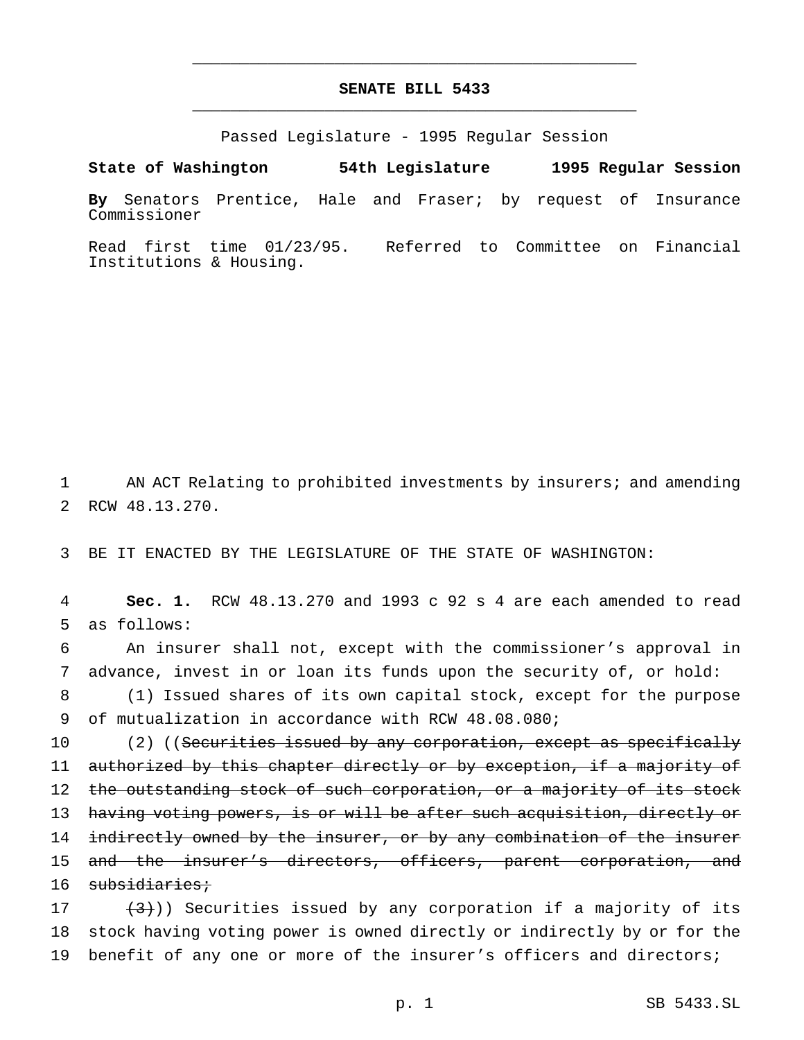# SENATE BILL 5433

Passed Legislature - 1995 Regular Session

**State of Washington 54th Legislature 1995 Regular Session**

**By** Senators Prentice, Hale and Fraser; by request of Insurance Commissioner

Read first time 01/23/95. Referred to Committee on Financial Institutions & Housing.

AN ACT Relating to prohibited investments by insurers; and amending RCW 48.13.270.

BE IT ENACTED BY THE LEGISLATURE OF THE STATE OF WASHINGTON:

**Sec. 1.** RCW 48.13.270 and 1993 c 92 s 4 are each amended to read as follows:

An insurer shall not, except with the commissioner's approval in advance, invest in or loan its funds upon the security of, or hold:

(1) Issued shares of its own capital stock, except for the purpose of mutualization in accordance with RCW 48.08.080;

(2) ((~~Securities issued by any corporation, except as specifically authorized by this chapter directly or by exception, if a majority of the outstanding stock of such corporation, or a majority of its stock having voting powers, is or will be after such acquisition, directly or indirectly owned by the insurer, or by any combination of the insurer and the insurer's directors, officers, parent corporation, and subsidiaries;~~

~~(3)~~)) Securities issued by any corporation if a majority of its stock having voting power is owned directly or indirectly by or for the benefit of any one or more of the insurer's officers and directors;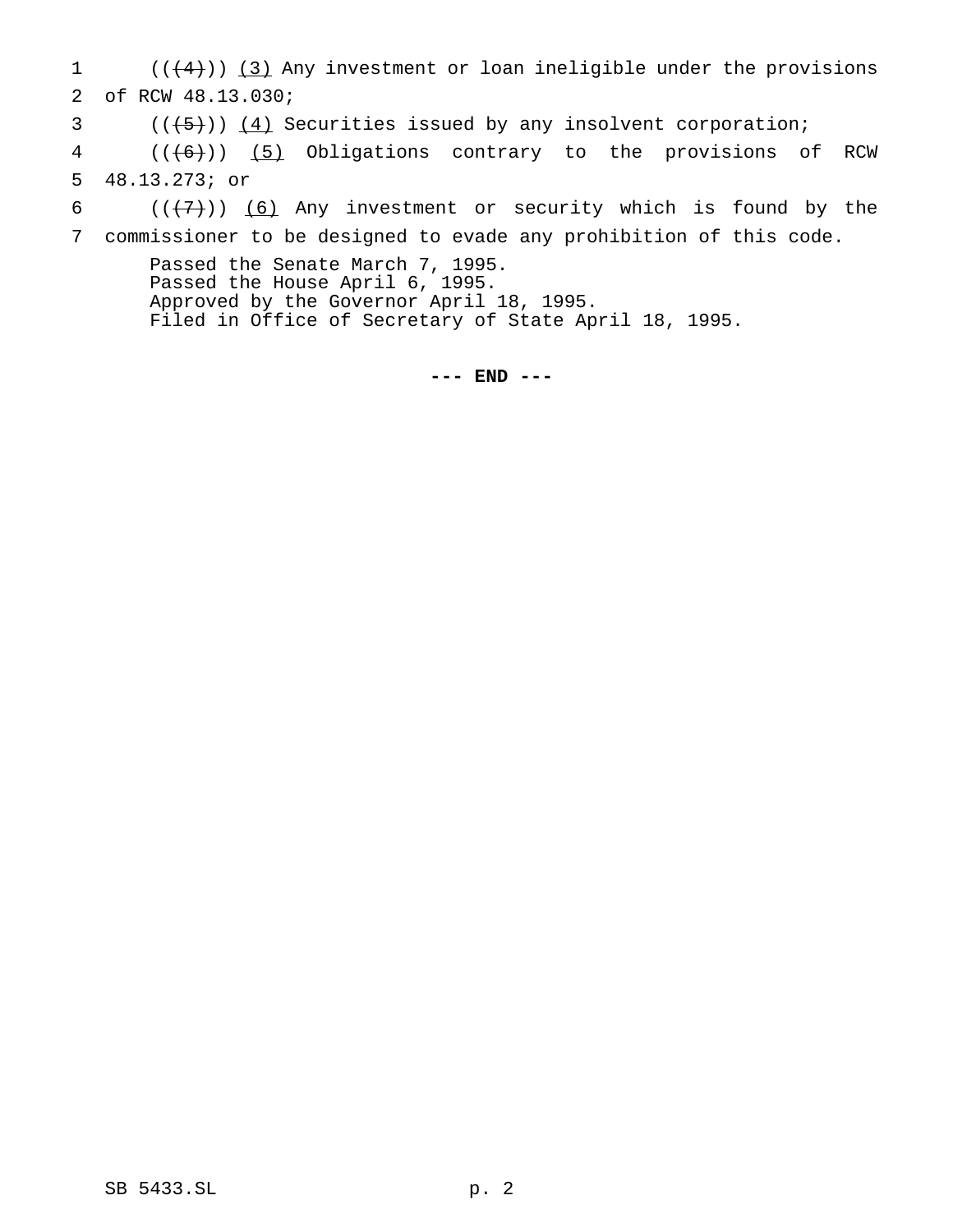((~~(4)~~)) (3) Any investment or loan ineligible under the provisions of RCW 48.13.030;

((~~(5)~~)) (4) Securities issued by any insolvent corporation;

((~~(6)~~)) (5) Obligations contrary to the provisions of RCW 48.13.273; or

((~~(7)~~)) (6) Any investment or security which is found by the commissioner to be designed to evade any prohibition of this code.

Passed the Senate March 7, 1995.
Passed the House April 6, 1995.
Approved by the Governor April 18, 1995.
Filed in Office of Secretary of State April 18, 1995.

**--- END ---**